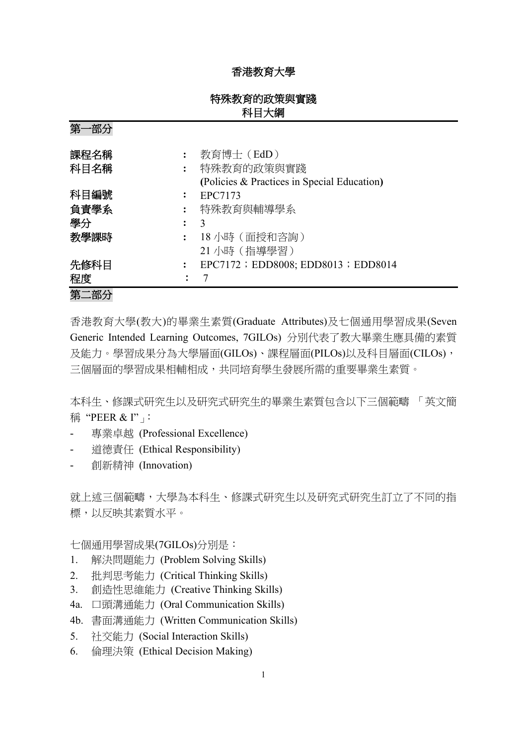# 香港教育大學

## 特殊教育的政策與實踐
## 科目大綱

### 第一部分

| | | |
|---|---|---|
| 課程名稱 | : | 教育博士（EdD） |
| 科目名稱 | : | 特殊教育的政策與實踐<br>**(Policies & Practices in Special Education)** |
| 科目編號 | : | EPC7173 |
| 負責學系 | : | 特殊教育與輔導學系 |
| 學分 | : | 3 |
| 教學課時 | : | 18 小時（面授和咨詢）<br>21 小時（指導學習） |
| 先修科目 | : | EPC7172；EDD8008; EDD8013；EDD8014 |
| 程度 | : | 7 |

### 第二部分

香港教育大學(教大)的畢業生素質(Graduate Attributes)及七個通用學習成果(Seven Generic Intended Learning Outcomes, 7GILOs) 分別代表了教大畢業生應具備的素質及能力。學習成果分為大學層面(GILOs)、課程層面(PILOs)以及科目層面(CILOs)，三個層面的學習成果相輔相成，共同培育學生發展所需的重要畢業生素質。

本科生、修課式研究生以及研究式研究生的畢業生素質包含以下三個範疇 「英文簡稱 "PEER & I"」：

- 專業卓越 (Professional Excellence)
- 道德責任 (Ethical Responsibility)
- 創新精神 (Innovation)

就上述三個範疇，大學為本科生、修課式研究生以及研究式研究生訂立了不同的指標，以反映其素質水平。

七個通用學習成果(7GILOs)分別是：

1. 解決問題能力 (Problem Solving Skills)
2. 批判思考能力 (Critical Thinking Skills)
3. 創造性思維能力 (Creative Thinking Skills)
4a. 口頭溝通能力 (Oral Communication Skills)
4b. 書面溝通能力 (Written Communication Skills)
5. 社交能力 (Social Interaction Skills)
6. 倫理決策 (Ethical Decision Making)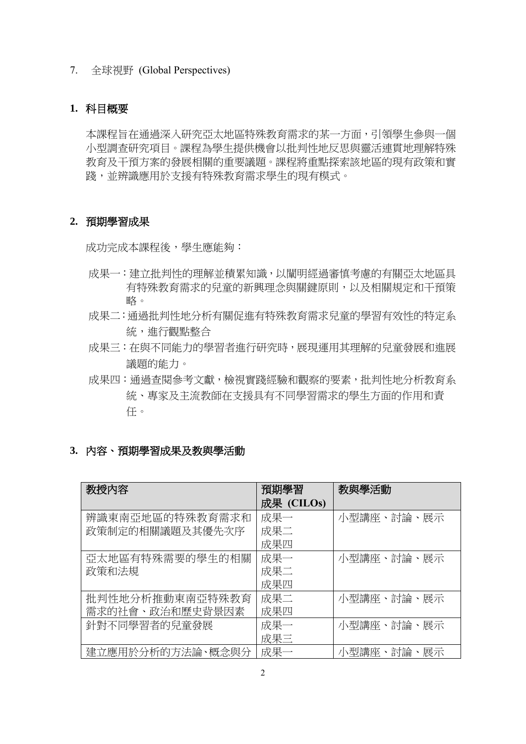7. 全球視野 (Global Perspectives)

## 1. 科目概要

本課程旨在通過深入研究亞太地區特殊教育需求的某一方面，引領學生參與一個小型調查研究項目。課程為學生提供機會以批判性地反思與靈活連貫地理解特殊教育及干預方案的發展相關的重要議題。課程將重點探索該地區的現有政策和實踐，並辨識應用於支援有特殊教育需求學生的現有模式。

## 2. 預期學習成果

成功完成本課程後，學生應能夠：

成果一：建立批判性的理解並積累知識，以闡明經過審慎考慮的有關亞太地區具有特殊教育需求的兒童的新興理念與關鍵原則，以及相關規定和干預策略。

成果二：通過批判性地分析有關促進有特殊教育需求兒童的學習有效性的特定系統，進行觀點整合

成果三：在與不同能力的學習者進行研究時，展現運用其理解的兒童發展和進展議題的能力。

成果四：通過查閱參考文獻，檢視實踐經驗和觀察的要素，批判性地分析教育系統、專家及主流教師在支援具有不同學習需求的學生方面的作用和責任。

## 3. 內容、預期學習成果及教與學活動

| 教授內容 | 預期學習成果 (CILOs) | 教與學活動 |
| --- | --- | --- |
| 辨識東南亞地區的特殊教育需求和政策制定的相關議題及其優先次序 | 成果一<br>成果二<br>成果四 | 小型講座、討論、展示 |
| 亞太地區有特殊需要的學生的相關政策和法規 | 成果一<br>成果二<br>成果四 | 小型講座、討論、展示 |
| 批判性地分析推動東南亞特殊教育需求的社會、政治和歷史背景因素 | 成果二<br>成果四 | 小型講座、討論、展示 |
| 針對不同學習者的兒童發展 | 成果一<br>成果三 | 小型講座、討論、展示 |
| 建立應用於分析的方法論、概念與分 | 成果一 | 小型講座、討論、展示 |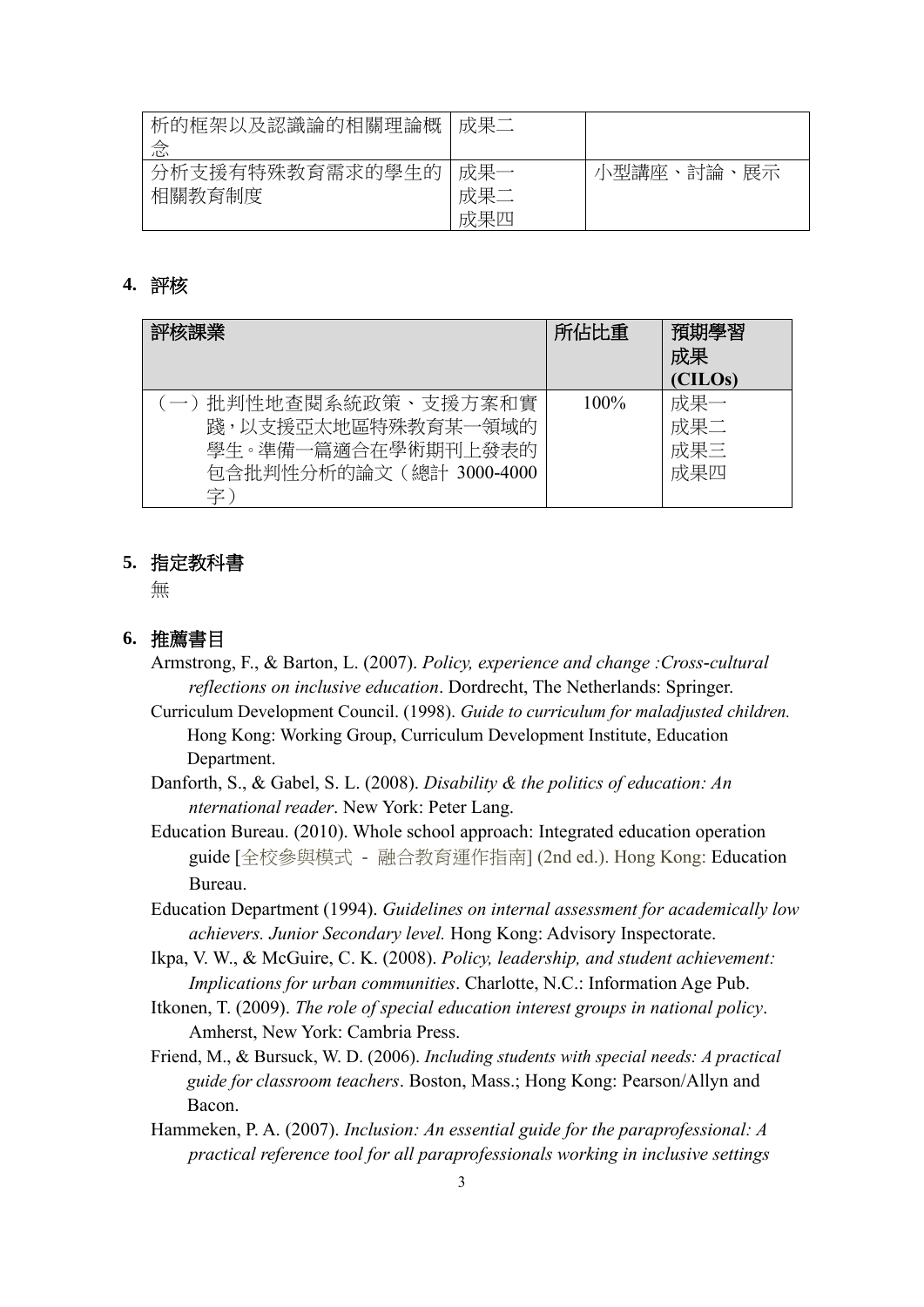| 析的框架以及認識論的相關理論概念 | 成果二 | |
|---|---|---|
| 分析支援有特殊教育需求的學生的相關教育制度 | 成果一<br>成果二<br>成果四 | 小型講座、討論、展示 |

## 4. 評核

| 評核課業 | 所佔比重 | 預期學習成果 (CILOs) |
|---|---|---|
| （一）批判性地查閱系統政策、支援方案和實踐，以支援亞太地區特殊教育某一領域的學生。準備一篇適合在學術期刊上發表的包含批判性分析的論文（總計 3000-4000 字） | 100% | 成果一<br>成果二<br>成果三<br>成果四 |

## 5. 指定教科書

無

## 6. 推薦書目

Armstrong, F., & Barton, L. (2007). *Policy, experience and change :Cross-cultural reflections on inclusive education*. Dordrecht, The Netherlands: Springer.

Curriculum Development Council. (1998). *Guide to curriculum for maladjusted children.* Hong Kong: Working Group, Curriculum Development Institute, Education Department.

Danforth, S., & Gabel, S. L. (2008). *Disability & the politics of education: An nternational reader*. New York: Peter Lang.

Education Bureau. (2010). Whole school approach: Integrated education operation guide [全校參與模式 - 融合教育運作指南] (2nd ed.). Hong Kong: Education Bureau.

Education Department (1994). *Guidelines on internal assessment for academically low achievers. Junior Secondary level.* Hong Kong: Advisory Inspectorate.

Ikpa, V. W., & McGuire, C. K. (2008). *Policy, leadership, and student achievement: Implications for urban communities*. Charlotte, N.C.: Information Age Pub.

Itkonen, T. (2009). *The role of special education interest groups in national policy*. Amherst, New York: Cambria Press.

Friend, M., & Bursuck, W. D. (2006). *Including students with special needs: A practical guide for classroom teachers*. Boston, Mass.; Hong Kong: Pearson/Allyn and Bacon.

Hammeken, P. A. (2007). *Inclusion: An essential guide for the paraprofessional: A practical reference tool for all paraprofessionals working in inclusive settings*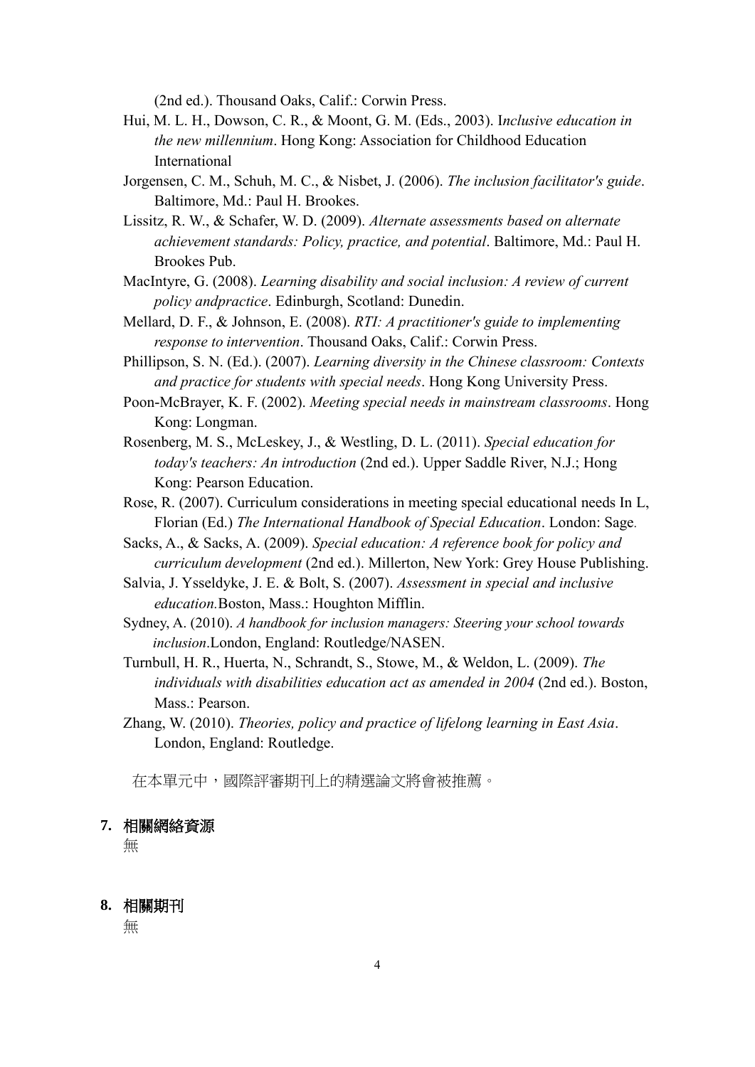(2nd ed.). Thousand Oaks, Calif.: Corwin Press.

Hui, M. L. H., Dowson, C. R., & Moont, G. M. (Eds., 2003). I*nclusive education in the new millennium*. Hong Kong: Association for Childhood Education International

Jorgensen, C. M., Schuh, M. C., & Nisbet, J. (2006). *The inclusion facilitator's guide*. Baltimore, Md.: Paul H. Brookes.

Lissitz, R. W., & Schafer, W. D. (2009). *Alternate assessments based on alternate achievement standards: Policy, practice, and potential*. Baltimore, Md.: Paul H. Brookes Pub.

MacIntyre, G. (2008). *Learning disability and social inclusion: A review of current policy andpractice*. Edinburgh, Scotland: Dunedin.

Mellard, D. F., & Johnson, E. (2008). *RTI: A practitioner's guide to implementing response to intervention*. Thousand Oaks, Calif.: Corwin Press.

Phillipson, S. N. (Ed.). (2007). *Learning diversity in the Chinese classroom: Contexts and practice for students with special needs*. Hong Kong University Press.

Poon-McBrayer, K. F. (2002). *Meeting special needs in mainstream classrooms*. Hong Kong: Longman.

Rosenberg, M. S., McLeskey, J., & Westling, D. L. (2011). *Special education for today's teachers: An introduction* (2nd ed.). Upper Saddle River, N.J.; Hong Kong: Pearson Education.

Rose, R. (2007). Curriculum considerations in meeting special educational needs In L, Florian (Ed.) *The International Handbook of Special Education*. London: Sage.

Sacks, A., & Sacks, A. (2009). *Special education: A reference book for policy and curriculum development* (2nd ed.). Millerton, New York: Grey House Publishing.

Salvia, J. Ysseldyke, J. E. & Bolt, S. (2007). *Assessment in special and inclusive education.*Boston, Mass.: Houghton Mifflin.

Sydney, A. (2010). *A handbook for inclusion managers: Steering your school towards inclusion*.London, England: Routledge/NASEN.

Turnbull, H. R., Huerta, N., Schrandt, S., Stowe, M., & Weldon, L. (2009). *The individuals with disabilities education act as amended in 2004* (2nd ed.). Boston, Mass.: Pearson.

Zhang, W. (2010). *Theories, policy and practice of lifelong learning in East Asia*. London, England: Routledge.

在本單元中，國際評審期刊上的精選論文將會被推薦。

**7. 相關網絡資源**

無

**8. 相關期刊**

無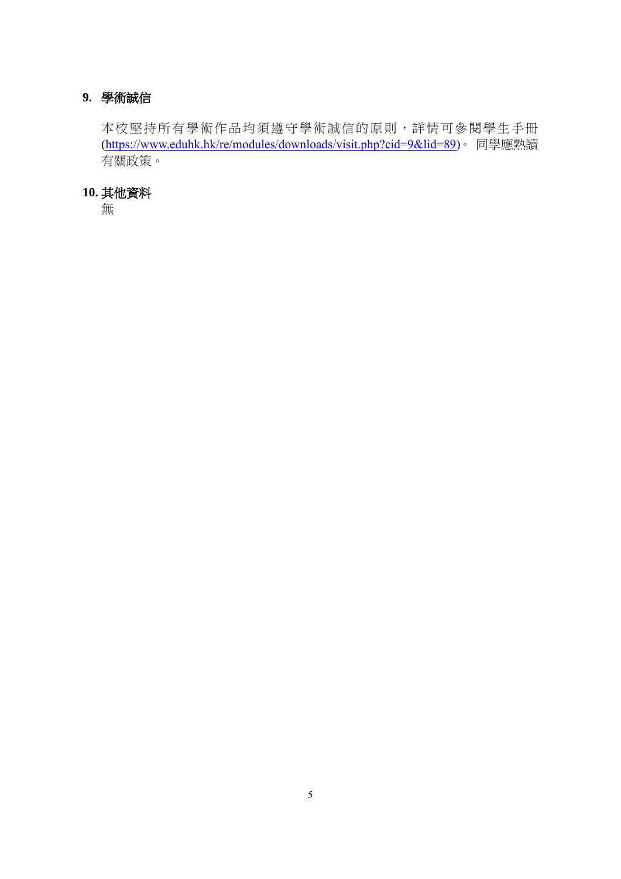**9. 學術誠信**

本校堅持所有學術作品均須遵守學術誠信的原則，詳情可參閱學生手冊(https://www.eduhk.hk/re/modules/downloads/visit.php?cid=9&lid=89)。 同學應熟讀有關政策。

**10. 其他資料**

無